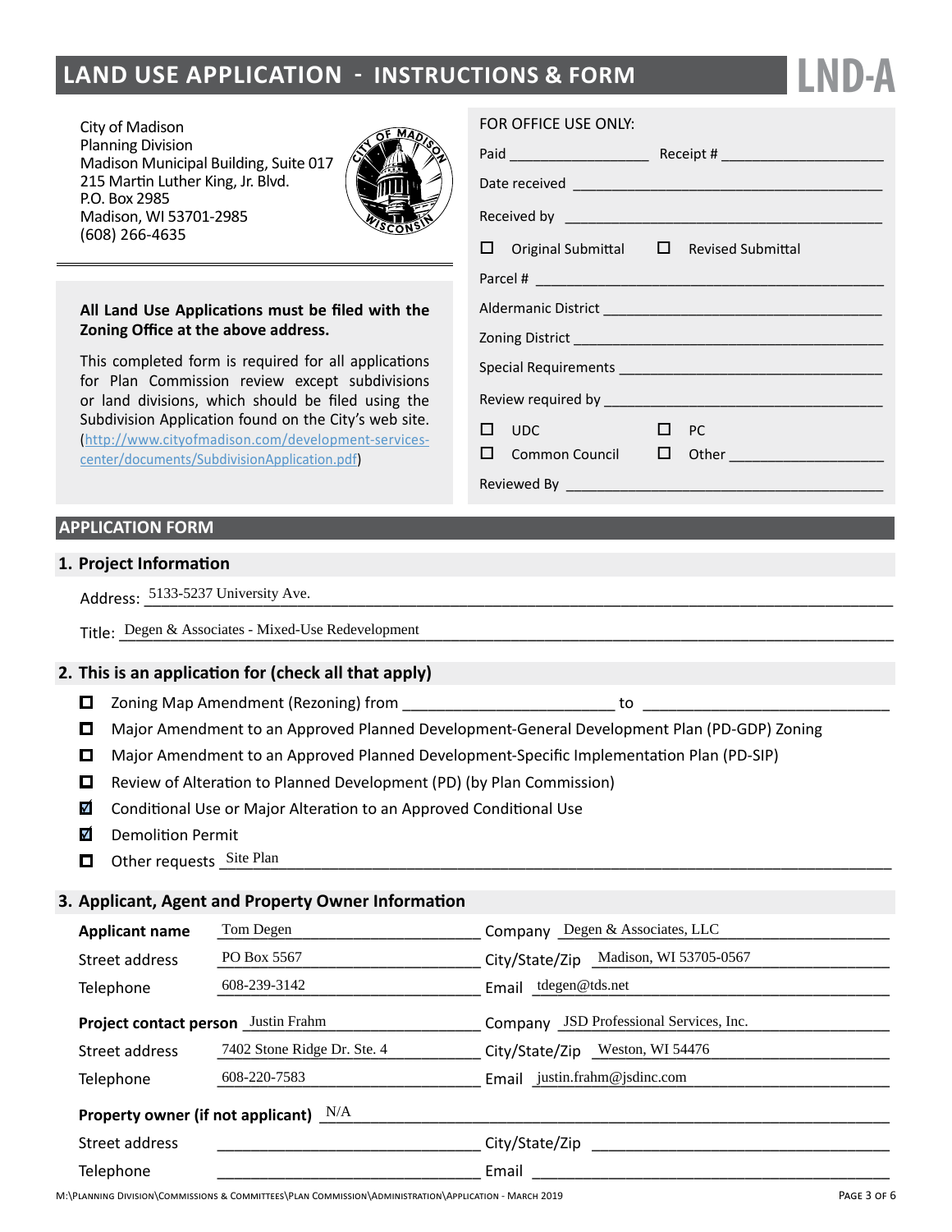# LAND USE APPLICATION - INSTRUCTIONS & FORM

# LND-A

City of Madison
Planning Division
Madison Municipal Building, Suite 017
215 Martin Luther King, Jr. Blvd.
P.O. Box 2985
Madison, WI 53701-2985
(608) 266-4635

**All Land Use Applications must be filed with the Zoning Office at the above address.**

This completed form is required for all applications for Plan Commission review except subdivisions or land divisions, which should be filed using the Subdivision Application found on the City's web site. (http://www.cityofmadison.com/development-services-center/documents/SubdivisionApplication.pdf)

FOR OFFICE USE ONLY:

Paid ____________ Receipt # ____________

Date received ____________

Received by ____________

☐ Original Submittal ☐ Revised Submittal

Parcel # ____________

Aldermanic District ____________

Zoning District ____________

Special Requirements ____________

Review required by ____________

☐ UDC ☐ PC

☐ Common Council ☐ Other ____________

Reviewed By ____________

## APPLICATION FORM

### 1. Project Information

Address: 5133-5237 University Ave.

Title: Degen & Associates - Mixed-Use Redevelopment

### 2. This is an application for (check all that apply)

- ☐ Zoning Map Amendment (Rezoning) from ____________ to ____________
- ☐ Major Amendment to an Approved Planned Development-General Development Plan (PD-GDP) Zoning
- ☐ Major Amendment to an Approved Planned Development-Specific Implementation Plan (PD-SIP)
- ☐ Review of Alteration to Planned Development (PD) (by Plan Commission)
- ☑ Conditional Use or Major Alteration to an Approved Conditional Use
- ☑ Demolition Permit
- ☐ Other requests Site Plan

### 3. Applicant, Agent and Property Owner Information

**Applicant name** Tom Degen — Company Degen & Associates, LLC

Street address PO Box 5567 — City/State/Zip Madison, WI 53705-0567

Telephone 608-239-3142 — Email tdegen@tds.net

**Project contact person** Justin Frahm — Company JSD Professional Services, Inc.

Street address 7402 Stone Ridge Dr. Ste. 4 — City/State/Zip Weston, WI 54476

Telephone 608-220-7583 — Email justin.frahm@jsdinc.com

**Property owner (if not applicant)** N/A

Street address ____________ — City/State/Zip ____________

Telephone ____________ — Email ____________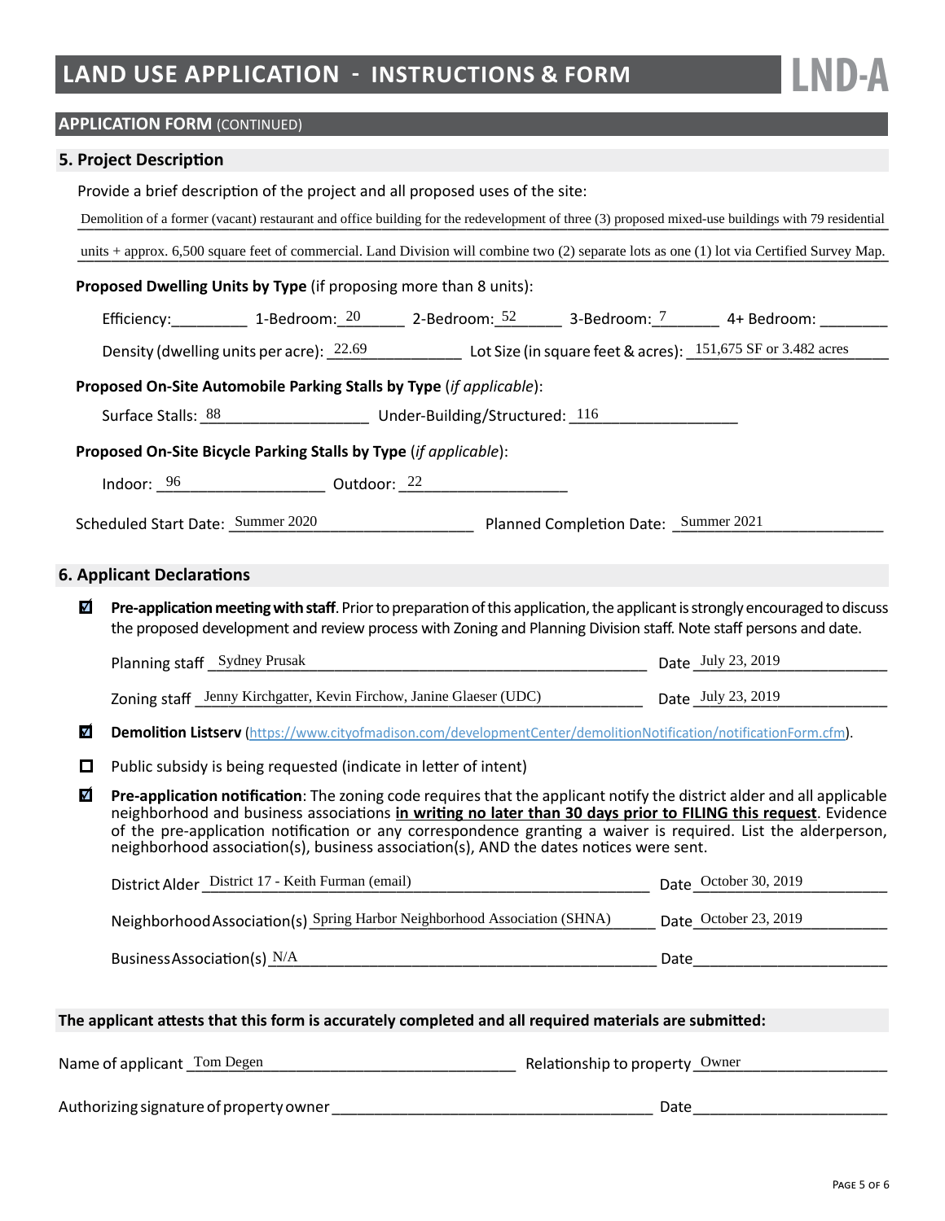# LAND USE APPLICATION - INSTRUCTIONS & FORM

**LND-A**

## APPLICATION FORM (CONTINUED)

### 5. Project Description

Provide a brief description of the project and all proposed uses of the site:

Demolition of a former (vacant) restaurant and office building for the redevelopment of three (3) proposed mixed-use buildings with 79 residential units + approx. 6,500 square feet of commercial. Land Division will combine two (2) separate lots as one (1) lot via Certified Survey Map.

**Proposed Dwelling Units by Type** (if proposing more than 8 units):

Efficiency: ________ 1-Bedroom: 20 2-Bedroom: 52 3-Bedroom: 7 4+ Bedroom: ________

Density (dwelling units per acre): 22.69 Lot Size (in square feet & acres): 151,675 SF or 3.482 acres

**Proposed On-Site Automobile Parking Stalls by Type** (*if applicable*):

Surface Stalls: 88 Under-Building/Structured: 116

**Proposed On-Site Bicycle Parking Stalls by Type** (*if applicable*):

Indoor: 96 Outdoor: 22

Scheduled Start Date: Summer 2020 Planned Completion Date: Summer 2021

### 6. Applicant Declarations

☑ **Pre-application meeting with staff**. Prior to preparation of this application, the applicant is strongly encouraged to discuss the proposed development and review process with Zoning and Planning Division staff. Note staff persons and date.

Planning staff Sydney Prusak Date July 23, 2019

Zoning staff Jenny Kirchgatter, Kevin Firchow, Janine Glaeser (UDC) Date July 23, 2019

☑ **Demolition Listserv** (https://www.cityofmadison.com/developmentCenter/demolitionNotification/notificationForm.cfm).

☐ Public subsidy is being requested (indicate in letter of intent)

☑ **Pre-application notification**: The zoning code requires that the applicant notify the district alder and all applicable neighborhood and business associations **in writing no later than 30 days prior to FILING this request**. Evidence of the pre-application notification or any correspondence granting a waiver is required. List the alderperson, neighborhood association(s), business association(s), AND the dates notices were sent.

District Alder District 17 - Keith Furman (email) Date October 30, 2019

Neighborhood Association(s) Spring Harbor Neighborhood Association (SHNA) Date October 23, 2019

Business Association(s) N/A Date ________

**The applicant attests that this form is accurately completed and all required materials are submitted:**

Name of applicant Tom Degen Relationship to property Owner

Authorizing signature of property owner ________________ Date ________